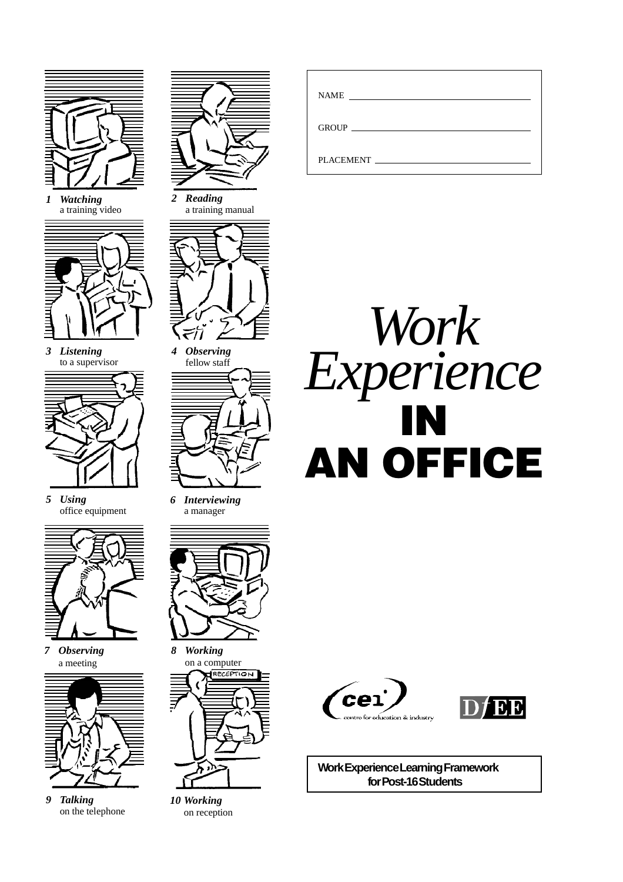NAME ______________________________

GROUP ______________________________

PLACEMENT ______________________________

# *Work Experience* IN AN OFFICE

1. ***Watching*** a training video
2. ***Reading*** a training manual
3. ***Listening*** to a supervisor
4. ***Observing*** fellow staff
5. ***Using*** office equipment
6. ***Interviewing*** a manager
7. ***Observing*** a meeting
8. ***Working*** on a computer
9. ***Talking*** on the telephone
10. ***Working*** on reception

cei centre for education & industry

DfEE

**Work Experience Learning Framework for Post-16 Students**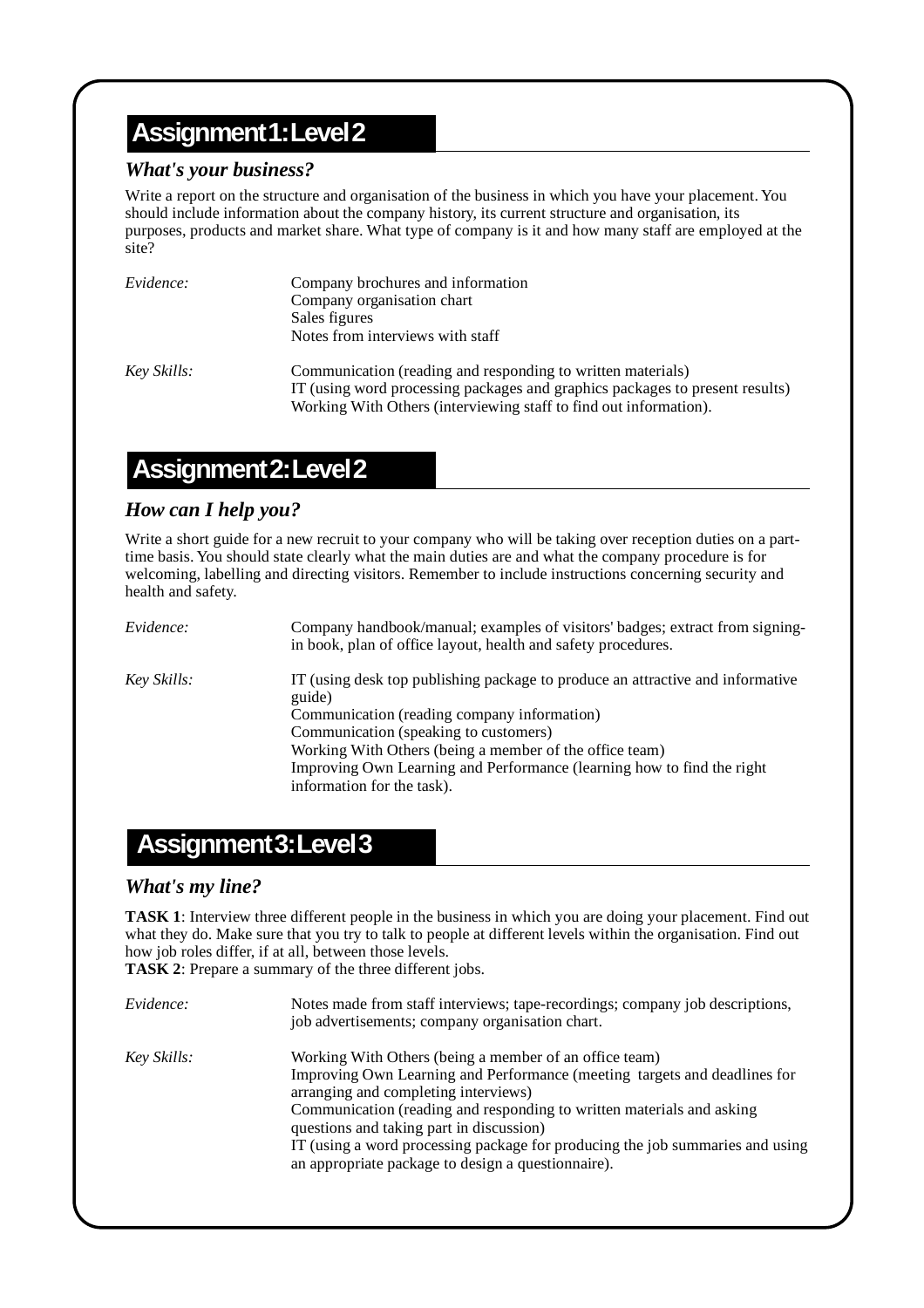## Assignment 1: Level 2

### *What's your business?*

Write a report on the structure and organisation of the business in which you have your placement. You should include information about the company history, its current structure and organisation, its purposes, products and market share. What type of company is it and how many staff are employed at the site?

*Evidence:*
Company brochures and information
Company organisation chart
Sales figures
Notes from interviews with staff

*Key Skills:*
Communication (reading and responding to written materials)
IT (using word processing packages and graphics packages to present results)
Working With Others (interviewing staff to find out information).

## Assignment 2: Level 2

### *How can I help you?*

Write a short guide for a new recruit to your company who will be taking over reception duties on a part-time basis. You should state clearly what the main duties are and what the company procedure is for welcoming, labelling and directing visitors. Remember to include instructions concerning security and health and safety.

*Evidence:*
Company handbook/manual; examples of visitors' badges; extract from signing-in book, plan of office layout, health and safety procedures.

*Key Skills:*
IT (using desk top publishing package to produce an attractive and informative guide)
Communication (reading company information)
Communication (speaking to customers)
Working With Others (being a member of the office team)
Improving Own Learning and Performance (learning how to find the right information for the task).

## Assignment 3: Level 3

### *What's my line?*

**TASK 1**: Interview three different people in the business in which you are doing your placement. Find out what they do. Make sure that you try to talk to people at different levels within the organisation. Find out how job roles differ, if at all, between those levels.
**TASK 2**: Prepare a summary of the three different jobs.

*Evidence:*
Notes made from staff interviews; tape-recordings; company job descriptions, job advertisements; company organisation chart.

*Key Skills:*
Working With Others (being a member of an office team)
Improving Own Learning and Performance (meeting targets and deadlines for arranging and completing interviews)
Communication (reading and responding to written materials and asking questions and taking part in discussion)
IT (using a word processing package for producing the job summaries and using an appropriate package to design a questionnaire).